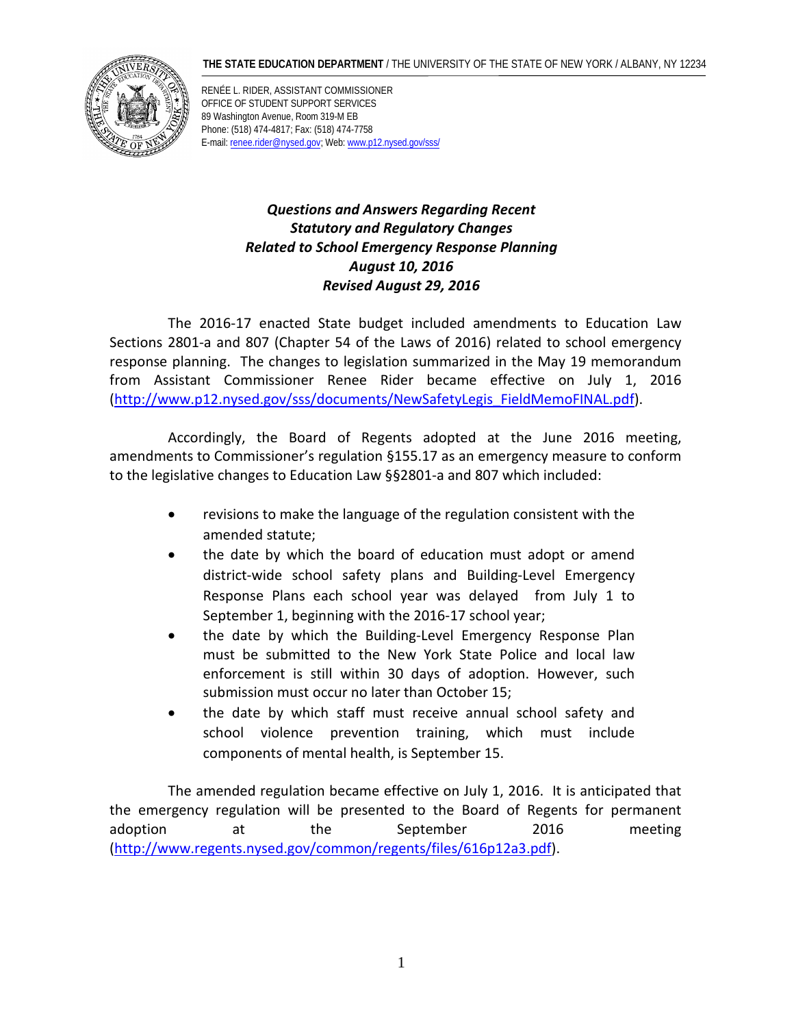**THE STATE EDUCATION DEPARTMENT** / THE UNIVERSITY OF THE STATE OF NEW YORK / ALBANY, NY 12234

RENÉE L. RIDER, ASSISTANT COMMISSIONER
OFFICE OF STUDENT SUPPORT SERVICES
89 Washington Avenue, Room 319-M EB
Phone: (518) 474-4817; Fax: (518) 474-7758
E-mail: renee.rider@nysed.gov; Web: www.p12.nysed.gov/sss/

# *Questions and Answers Regarding Recent Statutory and Regulatory Changes Related to School Emergency Response Planning*

***August 10, 2016***
***Revised August 29, 2016***

The 2016-17 enacted State budget included amendments to Education Law Sections 2801-a and 807 (Chapter 54 of the Laws of 2016) related to school emergency response planning. The changes to legislation summarized in the May 19 memorandum from Assistant Commissioner Renee Rider became effective on July 1, 2016 (http://www.p12.nysed.gov/sss/documents/NewSafetyLegis_FieldMemoFINAL.pdf).

Accordingly, the Board of Regents adopted at the June 2016 meeting, amendments to Commissioner's regulation §155.17 as an emergency measure to conform to the legislative changes to Education Law §§2801-a and 807 which included:

- revisions to make the language of the regulation consistent with the amended statute;
- the date by which the board of education must adopt or amend district-wide school safety plans and Building-Level Emergency Response Plans each school year was delayed from July 1 to September 1, beginning with the 2016-17 school year;
- the date by which the Building-Level Emergency Response Plan must be submitted to the New York State Police and local law enforcement is still within 30 days of adoption. However, such submission must occur no later than October 15;
- the date by which staff must receive annual school safety and school violence prevention training, which must include components of mental health, is September 15.

The amended regulation became effective on July 1, 2016. It is anticipated that the emergency regulation will be presented to the Board of Regents for permanent adoption at the September 2016 meeting (http://www.regents.nysed.gov/common/regents/files/616p12a3.pdf).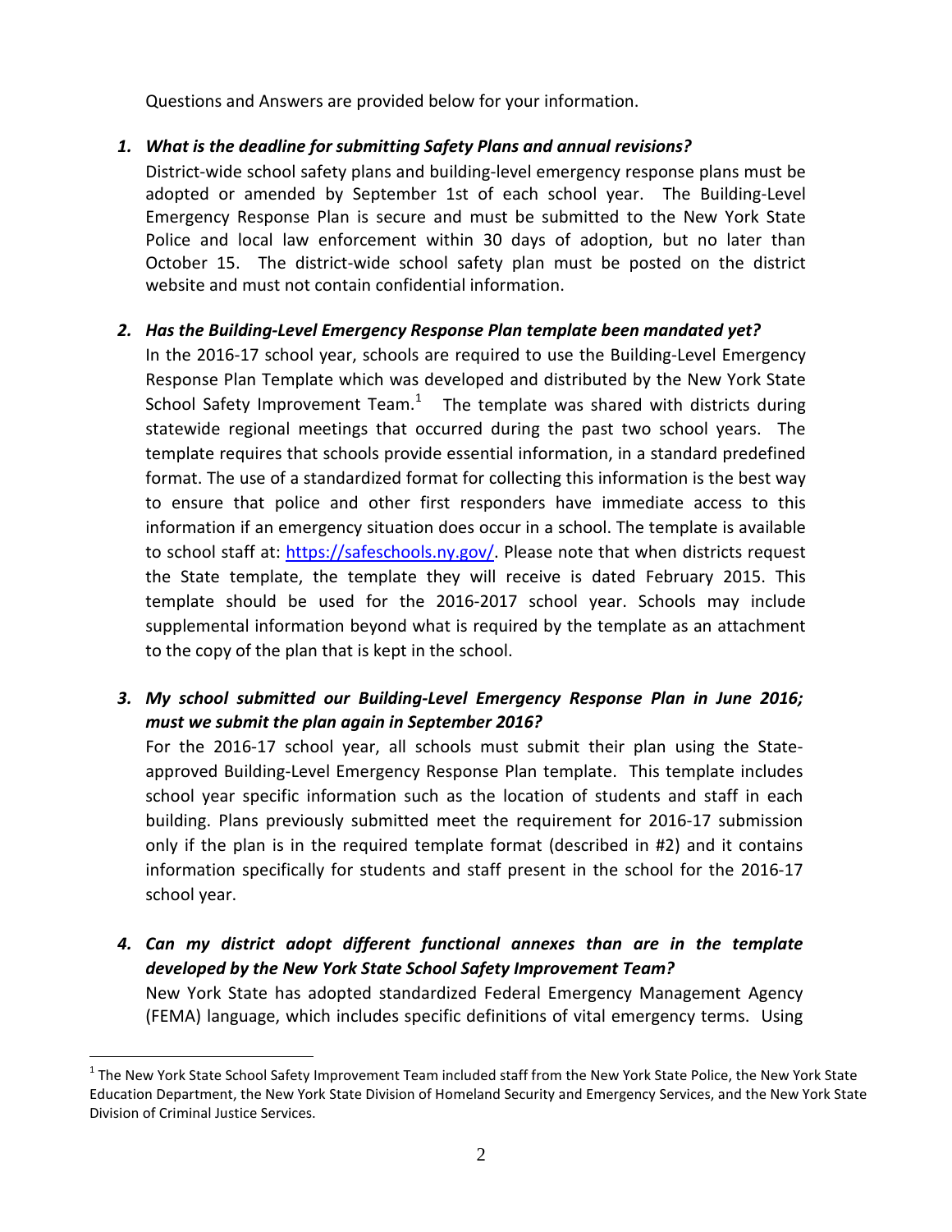Questions and Answers are provided below for your information.

1. ***What is the deadline for submitting Safety Plans and annual revisions?***

   District-wide school safety plans and building-level emergency response plans must be adopted or amended by September 1st of each school year. The Building-Level Emergency Response Plan is secure and must be submitted to the New York State Police and local law enforcement within 30 days of adoption, but no later than October 15. The district-wide school safety plan must be posted on the district website and must not contain confidential information.

2. ***Has the Building-Level Emergency Response Plan template been mandated yet?***

   In the 2016-17 school year, schools are required to use the Building-Level Emergency Response Plan Template which was developed and distributed by the New York State School Safety Improvement Team.[1] The template was shared with districts during statewide regional meetings that occurred during the past two school years. The template requires that schools provide essential information, in a standard predefined format. The use of a standardized format for collecting this information is the best way to ensure that police and other first responders have immediate access to this information if an emergency situation does occur in a school. The template is available to school staff at: [https://safeschools.ny.gov/](https://safeschools.ny.gov/). Please note that when districts request the State template, the template they will receive is dated February 2015. This template should be used for the 2016-2017 school year. Schools may include supplemental information beyond what is required by the template as an attachment to the copy of the plan that is kept in the school.

3. ***My school submitted our Building-Level Emergency Response Plan in June 2016; must we submit the plan again in September 2016?***

   For the 2016-17 school year, all schools must submit their plan using the State-approved Building-Level Emergency Response Plan template. This template includes school year specific information such as the location of students and staff in each building. Plans previously submitted meet the requirement for 2016-17 submission only if the plan is in the required template format (described in #2) and it contains information specifically for students and staff present in the school for the 2016-17 school year.

4. ***Can my district adopt different functional annexes than are in the template developed by the New York State School Safety Improvement Team?***

   New York State has adopted standardized Federal Emergency Management Agency (FEMA) language, which includes specific definitions of vital emergency terms. Using

---

[1] The New York State School Safety Improvement Team included staff from the New York State Police, the New York State Education Department, the New York State Division of Homeland Security and Emergency Services, and the New York State Division of Criminal Justice Services.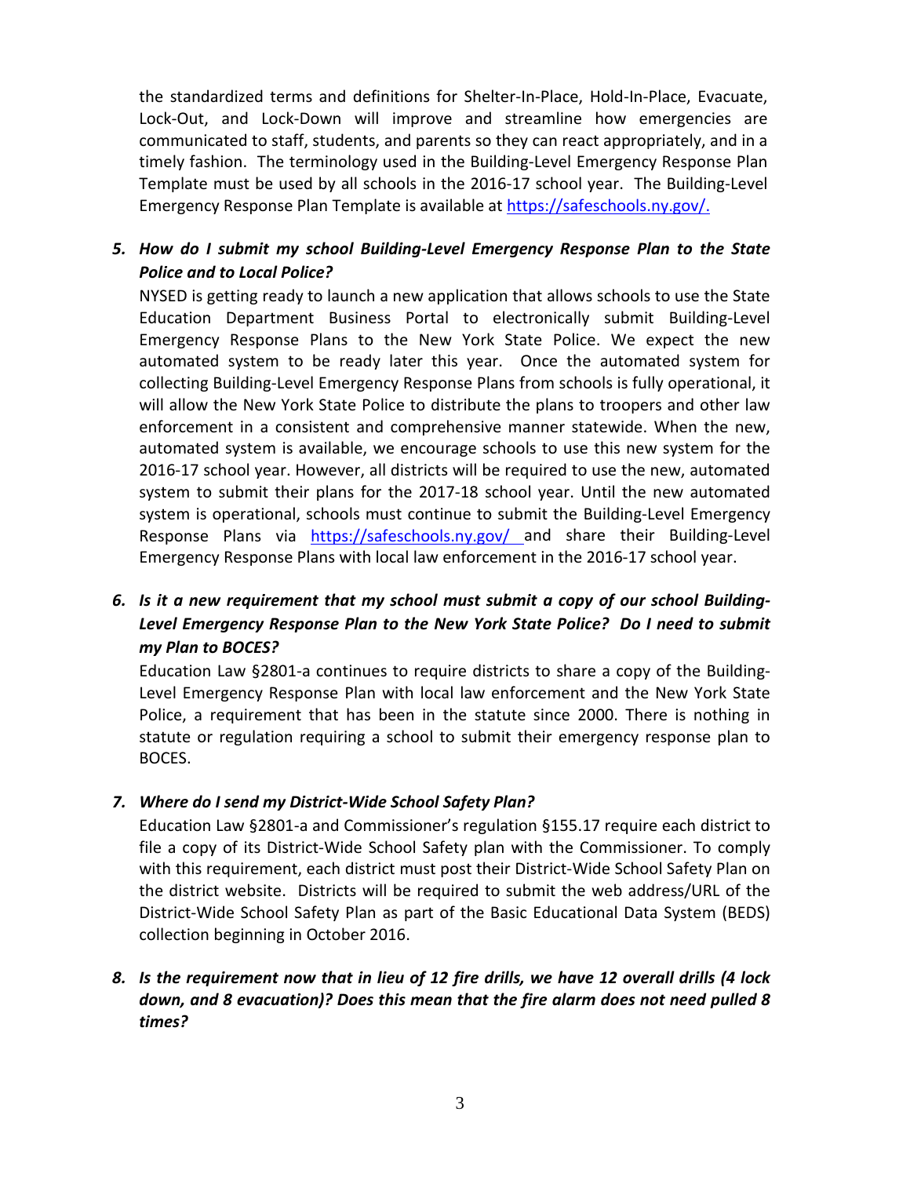the standardized terms and definitions for Shelter-In-Place, Hold-In-Place, Evacuate, Lock-Out, and Lock-Down will improve and streamline how emergencies are communicated to staff, students, and parents so they can react appropriately, and in a timely fashion. The terminology used in the Building-Level Emergency Response Plan Template must be used by all schools in the 2016-17 school year. The Building-Level Emergency Response Plan Template is available at https://safeschools.ny.gov/.

5. ***How do I submit my school Building-Level Emergency Response Plan to the State Police and to Local Police?***

   NYSED is getting ready to launch a new application that allows schools to use the State Education Department Business Portal to electronically submit Building-Level Emergency Response Plans to the New York State Police. We expect the new automated system to be ready later this year. Once the automated system for collecting Building-Level Emergency Response Plans from schools is fully operational, it will allow the New York State Police to distribute the plans to troopers and other law enforcement in a consistent and comprehensive manner statewide. When the new, automated system is available, we encourage schools to use this new system for the 2016-17 school year. However, all districts will be required to use the new, automated system to submit their plans for the 2017-18 school year. Until the new automated system is operational, schools must continue to submit the Building-Level Emergency Response Plans via https://safeschools.ny.gov/ and share their Building-Level Emergency Response Plans with local law enforcement in the 2016-17 school year.

6. ***Is it a new requirement that my school must submit a copy of our school Building-Level Emergency Response Plan to the New York State Police? Do I need to submit my Plan to BOCES?***

   Education Law §2801-a continues to require districts to share a copy of the Building-Level Emergency Response Plan with local law enforcement and the New York State Police, a requirement that has been in the statute since 2000. There is nothing in statute or regulation requiring a school to submit their emergency response plan to BOCES.

7. ***Where do I send my District-Wide School Safety Plan?***

   Education Law §2801-a and Commissioner's regulation §155.17 require each district to file a copy of its District-Wide School Safety plan with the Commissioner. To comply with this requirement, each district must post their District-Wide School Safety Plan on the district website. Districts will be required to submit the web address/URL of the District-Wide School Safety Plan as part of the Basic Educational Data System (BEDS) collection beginning in October 2016.

8. ***Is the requirement now that in lieu of 12 fire drills, we have 12 overall drills (4 lock down, and 8 evacuation)? Does this mean that the fire alarm does not need pulled 8 times?***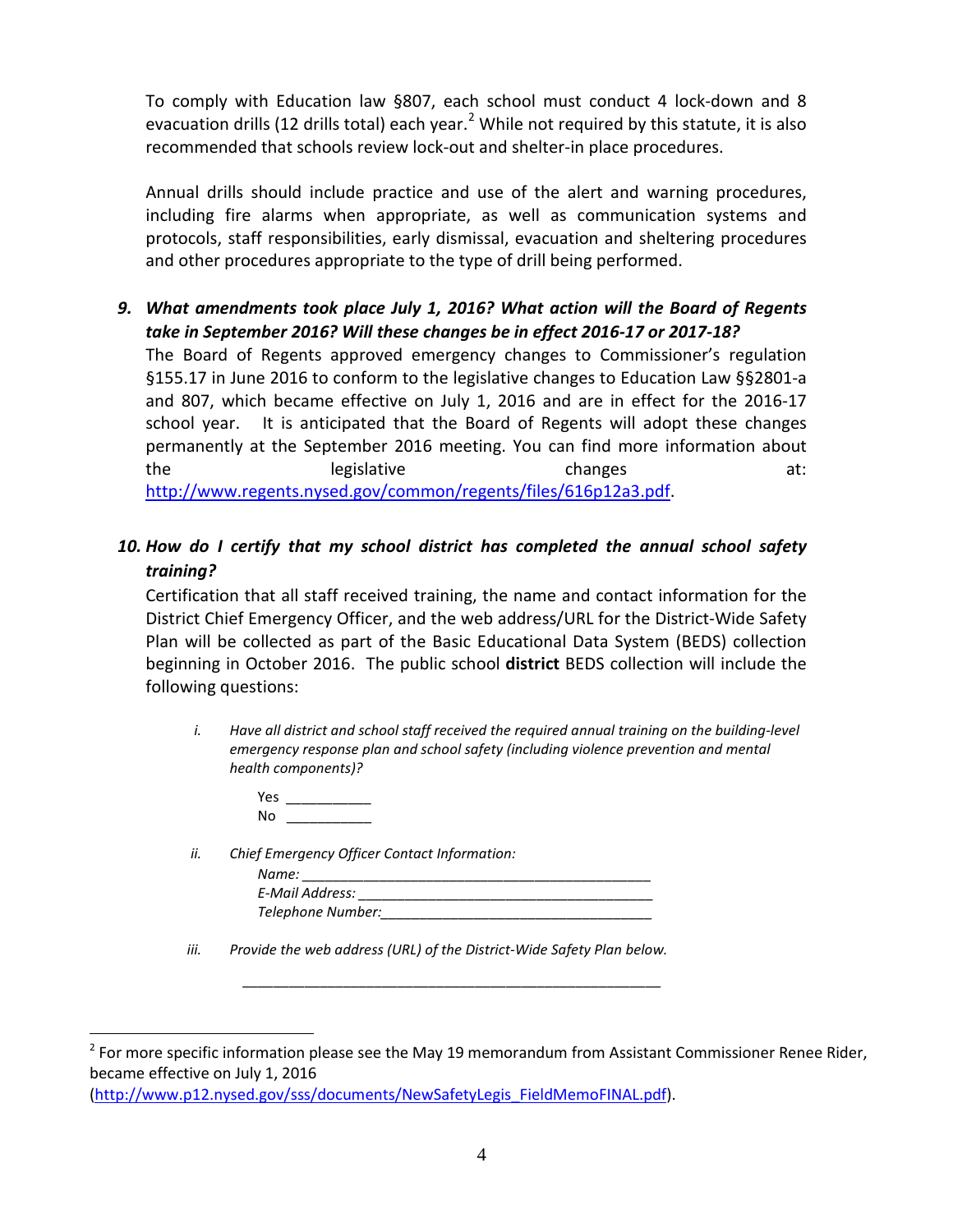To comply with Education law §807, each school must conduct 4 lock-down and 8 evacuation drills (12 drills total) each year.[2] While not required by this statute, it is also recommended that schools review lock-out and shelter-in place procedures.

Annual drills should include practice and use of the alert and warning procedures, including fire alarms when appropriate, as well as communication systems and protocols, staff responsibilities, early dismissal, evacuation and sheltering procedures and other procedures appropriate to the type of drill being performed.

***9. What amendments took place July 1, 2016? What action will the Board of Regents take in September 2016? Will these changes be in effect 2016-17 or 2017-18?***

The Board of Regents approved emergency changes to Commissioner's regulation §155.17 in June 2016 to conform to the legislative changes to Education Law §§2801-a and 807, which became effective on July 1, 2016 and are in effect for the 2016-17 school year. It is anticipated that the Board of Regents will adopt these changes permanently at the September 2016 meeting. You can find more information about the legislative changes at: http://www.regents.nysed.gov/common/regents/files/616p12a3.pdf.

***10. How do I certify that my school district has completed the annual school safety training?***

Certification that all staff received training, the name and contact information for the District Chief Emergency Officer, and the web address/URL for the District-Wide Safety Plan will be collected as part of the Basic Educational Data System (BEDS) collection beginning in October 2016. The public school **district** BEDS collection will include the following questions:

i. *Have all district and school staff received the required annual training on the building-level emergency response plan and school safety (including violence prevention and mental health components)?*

Yes ___________
No ___________

ii. *Chief Emergency Officer Contact Information:*

*Name:* _____________________________________________
*E-Mail Address:* ______________________________________
*Telephone Number:*____________________________________

iii. *Provide the web address (URL) of the District-Wide Safety Plan below.*

_____________________________________________________

[2] For more specific information please see the May 19 memorandum from Assistant Commissioner Renee Rider, became effective on July 1, 2016 (http://www.p12.nysed.gov/sss/documents/NewSafetyLegis_FieldMemoFINAL.pdf).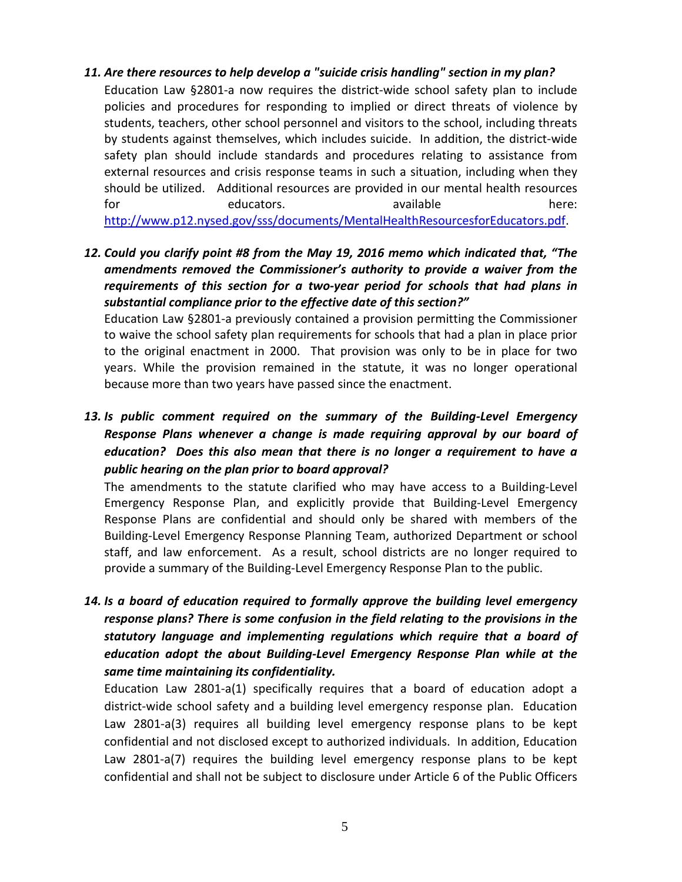***11. Are there resources to help develop a "suicide crisis handling" section in my plan?***

Education Law §2801-a now requires the district-wide school safety plan to include policies and procedures for responding to implied or direct threats of violence by students, teachers, other school personnel and visitors to the school, including threats by students against themselves, which includes suicide. In addition, the district-wide safety plan should include standards and procedures relating to assistance from external resources and crisis response teams in such a situation, including when they should be utilized. Additional resources are provided in our mental health resources for educators. available here: http://www.p12.nysed.gov/sss/documents/MentalHealthResourcesforEducators.pdf.

***12. Could you clarify point #8 from the May 19, 2016 memo which indicated that, "The amendments removed the Commissioner's authority to provide a waiver from the requirements of this section for a two-year period for schools that had plans in substantial compliance prior to the effective date of this section?"***

Education Law §2801-a previously contained a provision permitting the Commissioner to waive the school safety plan requirements for schools that had a plan in place prior to the original enactment in 2000. That provision was only to be in place for two years. While the provision remained in the statute, it was no longer operational because more than two years have passed since the enactment.

***13. Is public comment required on the summary of the Building-Level Emergency Response Plans whenever a change is made requiring approval by our board of education? Does this also mean that there is no longer a requirement to have a public hearing on the plan prior to board approval?***

The amendments to the statute clarified who may have access to a Building-Level Emergency Response Plan, and explicitly provide that Building-Level Emergency Response Plans are confidential and should only be shared with members of the Building-Level Emergency Response Planning Team, authorized Department or school staff, and law enforcement. As a result, school districts are no longer required to provide a summary of the Building-Level Emergency Response Plan to the public.

***14. Is a board of education required to formally approve the building level emergency response plans? There is some confusion in the field relating to the provisions in the statutory language and implementing regulations which require that a board of education adopt the about Building-Level Emergency Response Plan while at the same time maintaining its confidentiality.***

Education Law 2801-a(1) specifically requires that a board of education adopt a district-wide school safety and a building level emergency response plan. Education Law 2801-a(3) requires all building level emergency response plans to be kept confidential and not disclosed except to authorized individuals. In addition, Education Law 2801-a(7) requires the building level emergency response plans to be kept confidential and shall not be subject to disclosure under Article 6 of the Public Officers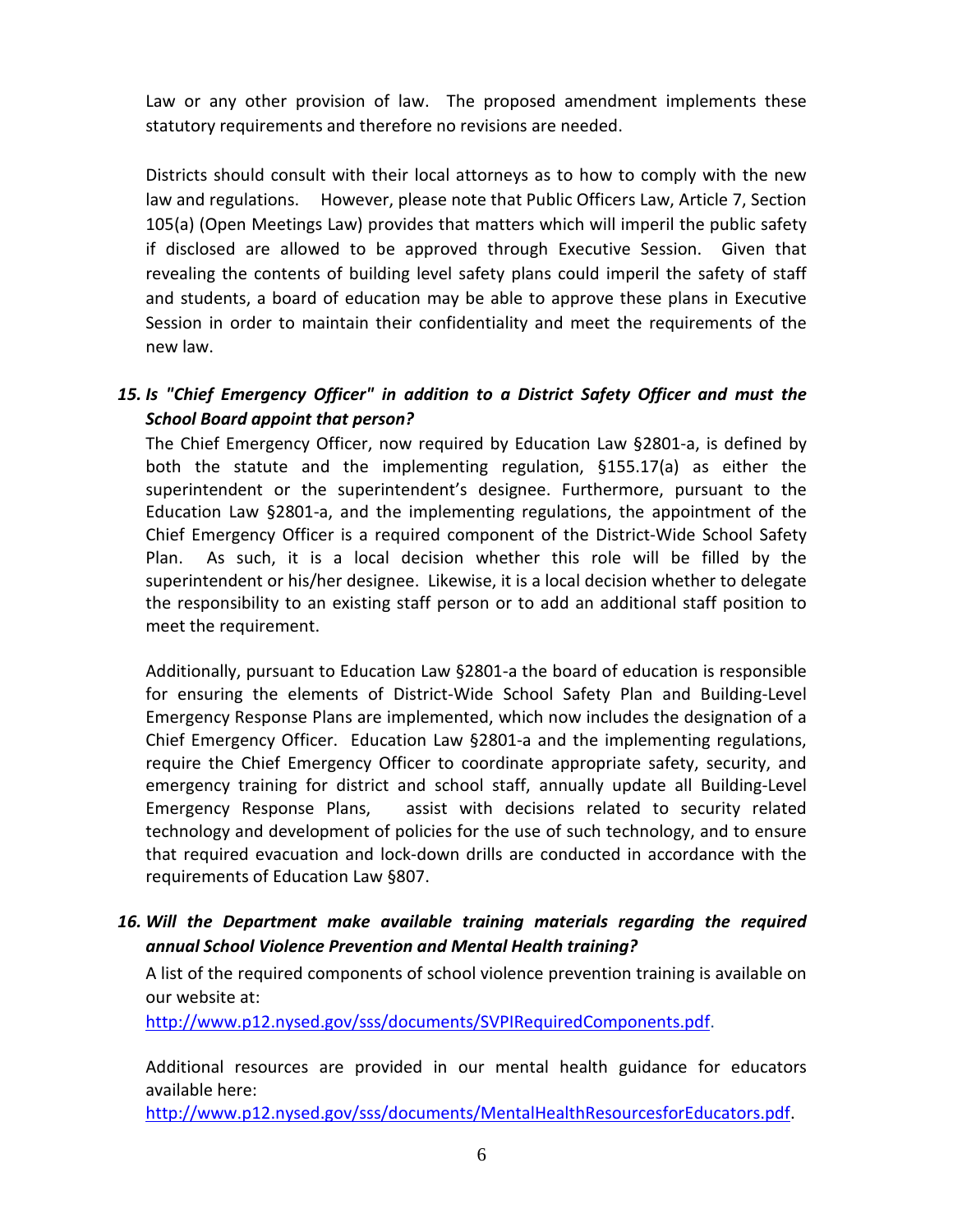Law or any other provision of law. The proposed amendment implements these statutory requirements and therefore no revisions are needed.

Districts should consult with their local attorneys as to how to comply with the new law and regulations. However, please note that Public Officers Law, Article 7, Section 105(a) (Open Meetings Law) provides that matters which will imperil the public safety if disclosed are allowed to be approved through Executive Session. Given that revealing the contents of building level safety plans could imperil the safety of staff and students, a board of education may be able to approve these plans in Executive Session in order to maintain their confidentiality and meet the requirements of the new law.

15. ***Is "Chief Emergency Officer" in addition to a District Safety Officer and must the School Board appoint that person?***

The Chief Emergency Officer, now required by Education Law §2801-a, is defined by both the statute and the implementing regulation, §155.17(a) as either the superintendent or the superintendent's designee. Furthermore, pursuant to the Education Law §2801-a, and the implementing regulations, the appointment of the Chief Emergency Officer is a required component of the District-Wide School Safety Plan. As such, it is a local decision whether this role will be filled by the superintendent or his/her designee. Likewise, it is a local decision whether to delegate the responsibility to an existing staff person or to add an additional staff position to meet the requirement.

Additionally, pursuant to Education Law §2801-a the board of education is responsible for ensuring the elements of District-Wide School Safety Plan and Building-Level Emergency Response Plans are implemented, which now includes the designation of a Chief Emergency Officer. Education Law §2801-a and the implementing regulations, require the Chief Emergency Officer to coordinate appropriate safety, security, and emergency training for district and school staff, annually update all Building-Level Emergency Response Plans, assist with decisions related to security related technology and development of policies for the use of such technology, and to ensure that required evacuation and lock-down drills are conducted in accordance with the requirements of Education Law §807.

16. ***Will the Department make available training materials regarding the required annual School Violence Prevention and Mental Health training?***

A list of the required components of school violence prevention training is available on our website at:
[http://www.p12.nysed.gov/sss/documents/SVPIRequiredComponents.pdf](http://www.p12.nysed.gov/sss/documents/SVPIRequiredComponents.pdf).

Additional resources are provided in our mental health guidance for educators available here:
[http://www.p12.nysed.gov/sss/documents/MentalHealthResourcesforEducators.pdf](http://www.p12.nysed.gov/sss/documents/MentalHealthResourcesforEducators.pdf).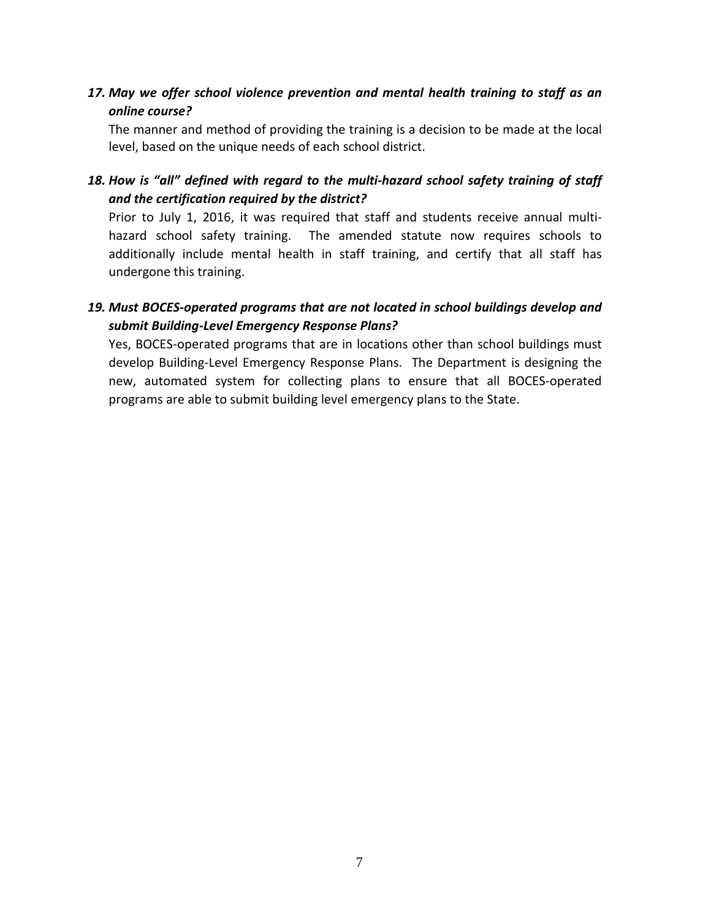***17. May we offer school violence prevention and mental health training to staff as an online course?***

The manner and method of providing the training is a decision to be made at the local level, based on the unique needs of each school district.

***18. How is "all" defined with regard to the multi-hazard school safety training of staff and the certification required by the district?***

Prior to July 1, 2016, it was required that staff and students receive annual multi-hazard school safety training. The amended statute now requires schools to additionally include mental health in staff training, and certify that all staff has undergone this training.

***19. Must BOCES-operated programs that are not located in school buildings develop and submit Building-Level Emergency Response Plans?***

Yes, BOCES-operated programs that are in locations other than school buildings must develop Building-Level Emergency Response Plans. The Department is designing the new, automated system for collecting plans to ensure that all BOCES-operated programs are able to submit building level emergency plans to the State.